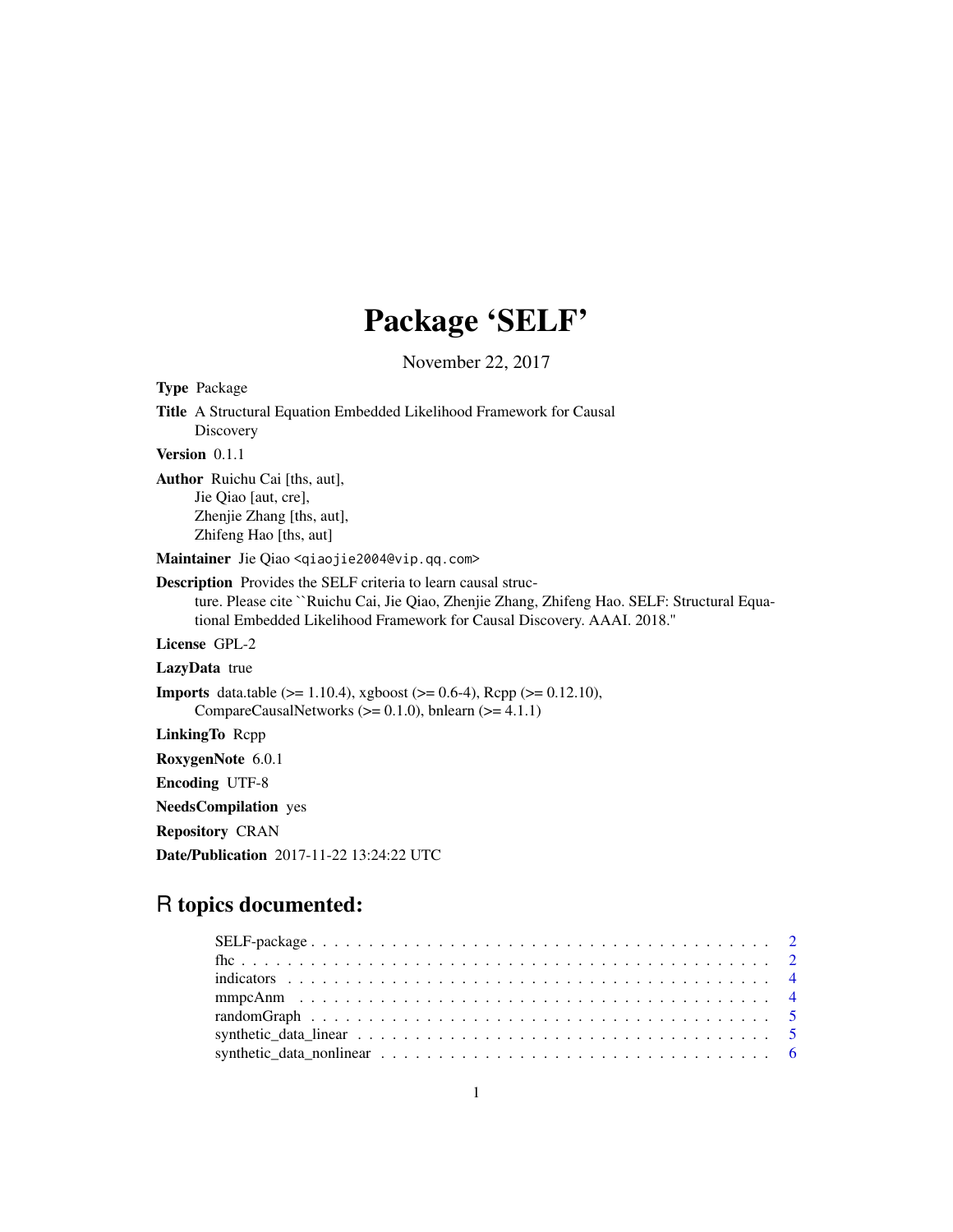# Package 'SELF'

November 22, 2017

**Type** Package

**Title** A Structural Equation Embedded Likelihood Framework for Causal Discovery

**Version** 0.1.1

**Author** Ruichu Cai [ths, aut],
Jie Qiao [aut, cre],
Zhenjie Zhang [ths, aut],
Zhifeng Hao [ths, aut]

**Maintainer** Jie Qiao <qiaojie2004@vip.qq.com>

**Description** Provides the SELF criteria to learn causal structure. Please cite ``Ruichu Cai, Jie Qiao, Zhenjie Zhang, Zhifeng Hao. SELF: Structural Equational Embedded Likelihood Framework for Causal Discovery. AAAI. 2018.''

**License** GPL-2

**LazyData** true

**Imports** data.table (>= 1.10.4), xgboost (>= 0.6-4), Rcpp (>= 0.12.10), CompareCausalNetworks (>= 0.1.0), bnlearn (>= 4.1.1)

**LinkingTo** Rcpp

**RoxygenNote** 6.0.1

**Encoding** UTF-8

**NeedsCompilation** yes

**Repository** CRAN

**Date/Publication** 2017-11-22 13:24:22 UTC

## R topics documented:

SELF-package . . . . . . . . . . . . . . . . . . . . . . . . . . . . . . . . . . . . . . 2
fhc . . . . . . . . . . . . . . . . . . . . . . . . . . . . . . . . . . . . . . . . . . . . 2
indicators . . . . . . . . . . . . . . . . . . . . . . . . . . . . . . . . . . . . . . . . 4
mmpcAnm . . . . . . . . . . . . . . . . . . . . . . . . . . . . . . . . . . . . . . . . 4
randomGraph . . . . . . . . . . . . . . . . . . . . . . . . . . . . . . . . . . . . . . 5
synthetic_data_linear . . . . . . . . . . . . . . . . . . . . . . . . . . . . . . . . . . 5
synthetic_data_nonlinear . . . . . . . . . . . . . . . . . . . . . . . . . . . . . . . . 6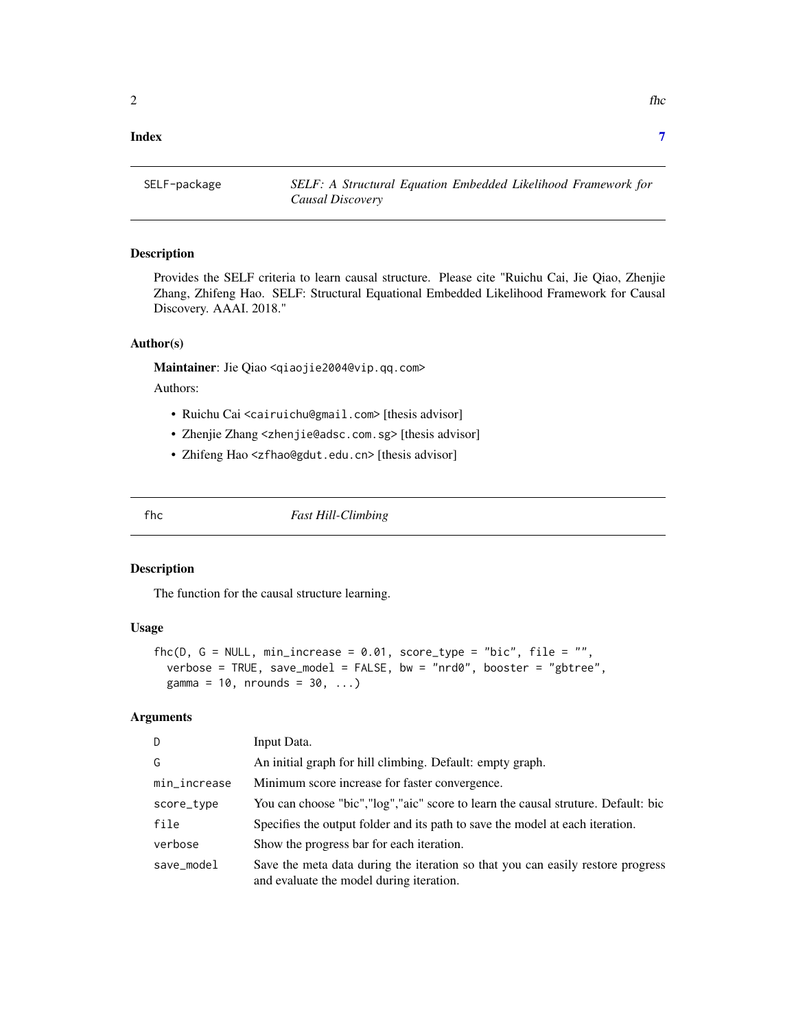**Index** **7**

| SELF-package | *SELF: A Structural Equation Embedded Likelihood Framework for Causal Discovery* |
|---|---|

### Description

Provides the SELF criteria to learn causal structure. Please cite "Ruichu Cai, Jie Qiao, Zhenjie Zhang, Zhifeng Hao. SELF: Structural Equational Embedded Likelihood Framework for Causal Discovery. AAAI. 2018."

### Author(s)

**Maintainer**: Jie Qiao <qiaojie2004@vip.qq.com>

Authors:

- Ruichu Cai <cairuichu@gmail.com> [thesis advisor]
- Zhenjie Zhang <zhenjie@adsc.com.sg> [thesis advisor]
- Zhifeng Hao <zfhao@gdut.edu.cn> [thesis advisor]

| fhc | *Fast Hill-Climbing* |
|---|---|

### Description

The function for the causal structure learning.

### Usage

```
fhc(D, G = NULL, min_increase = 0.01, score_type = "bic", file = "",
  verbose = TRUE, save_model = FALSE, bw = "nrd0", booster = "gbtree",
  gamma = 10, nrounds = 30, ...)
```

### Arguments

| | |
|---|---|
| D | Input Data. |
| G | An initial graph for hill climbing. Default: empty graph. |
| min_increase | Minimum score increase for faster convergence. |
| score_type | You can choose "bic","log","aic" score to learn the causal struture. Default: bic |
| file | Specifies the output folder and its path to save the model at each iteration. |
| verbose | Show the progress bar for each iteration. |
| save_model | Save the meta data during the iteration so that you can easily restore progress and evaluate the model during iteration. |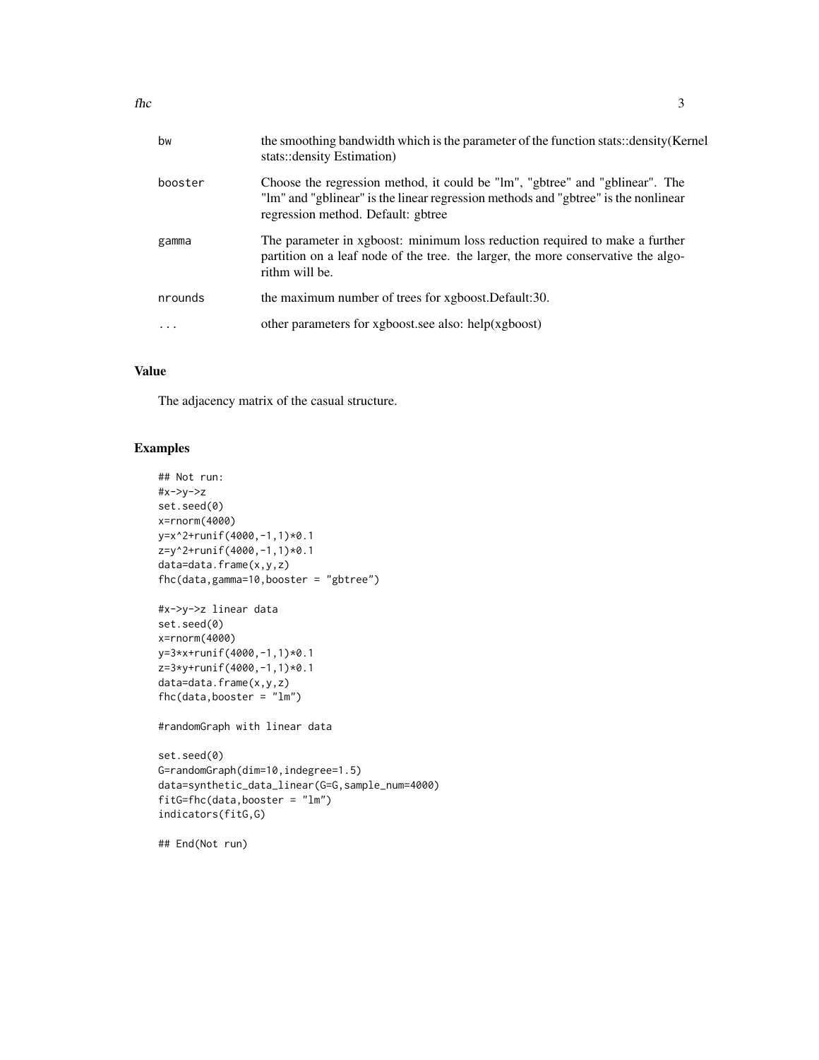| | |
|---|---|
| bw | the smoothing bandwidth which is the parameter of the function stats::density(Kernel stats::density Estimation) |
| booster | Choose the regression method, it could be "lm", "gbtree" and "gblinear". The "lm" and "gblinear" is the linear regression methods and "gbtree" is the nonlinear regression method. Default: gbtree |
| gamma | The parameter in xgboost: minimum loss reduction required to make a further partition on a leaf node of the tree. the larger, the more conservative the algorithm will be. |
| nrounds | the maximum number of trees for xgboost.Default:30. |
| ... | other parameters for xgboost.see also: help(xgboost) |

## Value

The adjacency matrix of the casual structure.

## Examples

```
## Not run:
#x->y->z
set.seed(0)
x=rnorm(4000)
y=x^2+runif(4000,-1,1)*0.1
z=y^2+runif(4000,-1,1)*0.1
data=data.frame(x,y,z)
fhc(data,gamma=10,booster = "gbtree")

#x->y->z linear data
set.seed(0)
x=rnorm(4000)
y=3*x+runif(4000,-1,1)*0.1
z=3*y+runif(4000,-1,1)*0.1
data=data.frame(x,y,z)
fhc(data,booster = "lm")

#randomGraph with linear data

set.seed(0)
G=randomGraph(dim=10,indegree=1.5)
data=synthetic_data_linear(G=G,sample_num=4000)
fitG=fhc(data,booster = "lm")
indicators(fitG,G)

## End(Not run)
```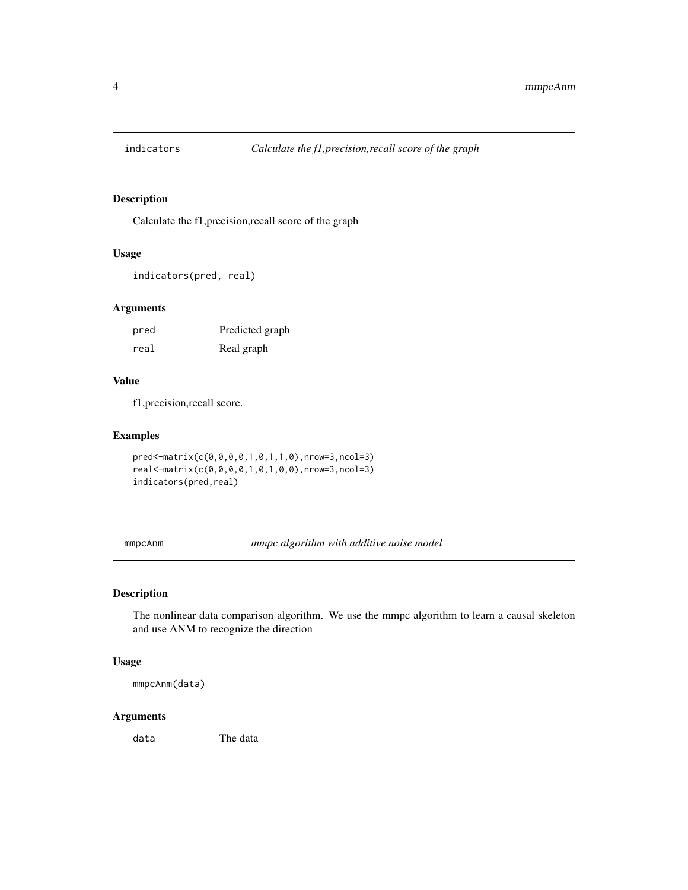## indicators *Calculate the f1,precision,recall score of the graph*

### Description

Calculate the f1,precision,recall score of the graph

### Usage

```
indicators(pred, real)
```

### Arguments

| | |
|---|---|
| pred | Predicted graph |
| real | Real graph |

### Value

f1,precision,recall score.

### Examples

```
pred<-matrix(c(0,0,0,0,1,0,1,1,0),nrow=3,ncol=3)
real<-matrix(c(0,0,0,0,1,0,1,0,0),nrow=3,ncol=3)
indicators(pred,real)
```

## mmpcAnm *mmpc algorithm with additive noise model*

### Description

The nonlinear data comparison algorithm. We use the mmpc algorithm to learn a causal skeleton and use ANM to recognize the direction

### Usage

```
mmpcAnm(data)
```

### Arguments

| | |
|---|---|
| data | The data |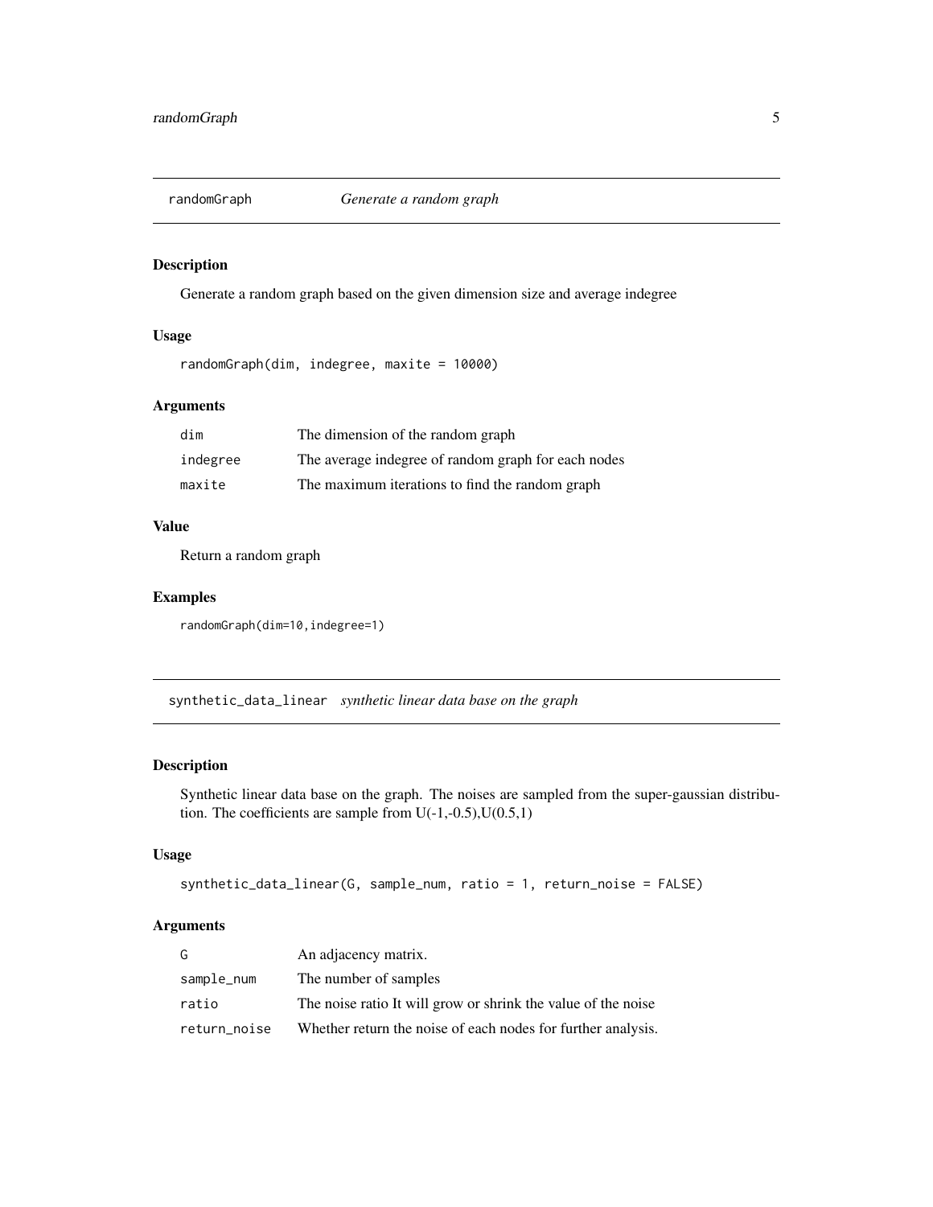## randomGraph — *Generate a random graph*

### Description

Generate a random graph based on the given dimension size and average indegree

### Usage

```
randomGraph(dim, indegree, maxite = 10000)
```

### Arguments

| | |
|---|---|
| dim | The dimension of the random graph |
| indegree | The average indegree of random graph for each nodes |
| maxite | The maximum iterations to find the random graph |

### Value

Return a random graph

### Examples

```
randomGraph(dim=10,indegree=1)
```

## synthetic_data_linear — *synthetic linear data base on the graph*

### Description

Synthetic linear data base on the graph. The noises are sampled from the super-gaussian distribution. The coefficients are sample from U(-1,-0.5),U(0.5,1)

### Usage

```
synthetic_data_linear(G, sample_num, ratio = 1, return_noise = FALSE)
```

### Arguments

| | |
|---|---|
| G | An adjacency matrix. |
| sample_num | The number of samples |
| ratio | The noise ratio It will grow or shrink the value of the noise |
| return_noise | Whether return the noise of each nodes for further analysis. |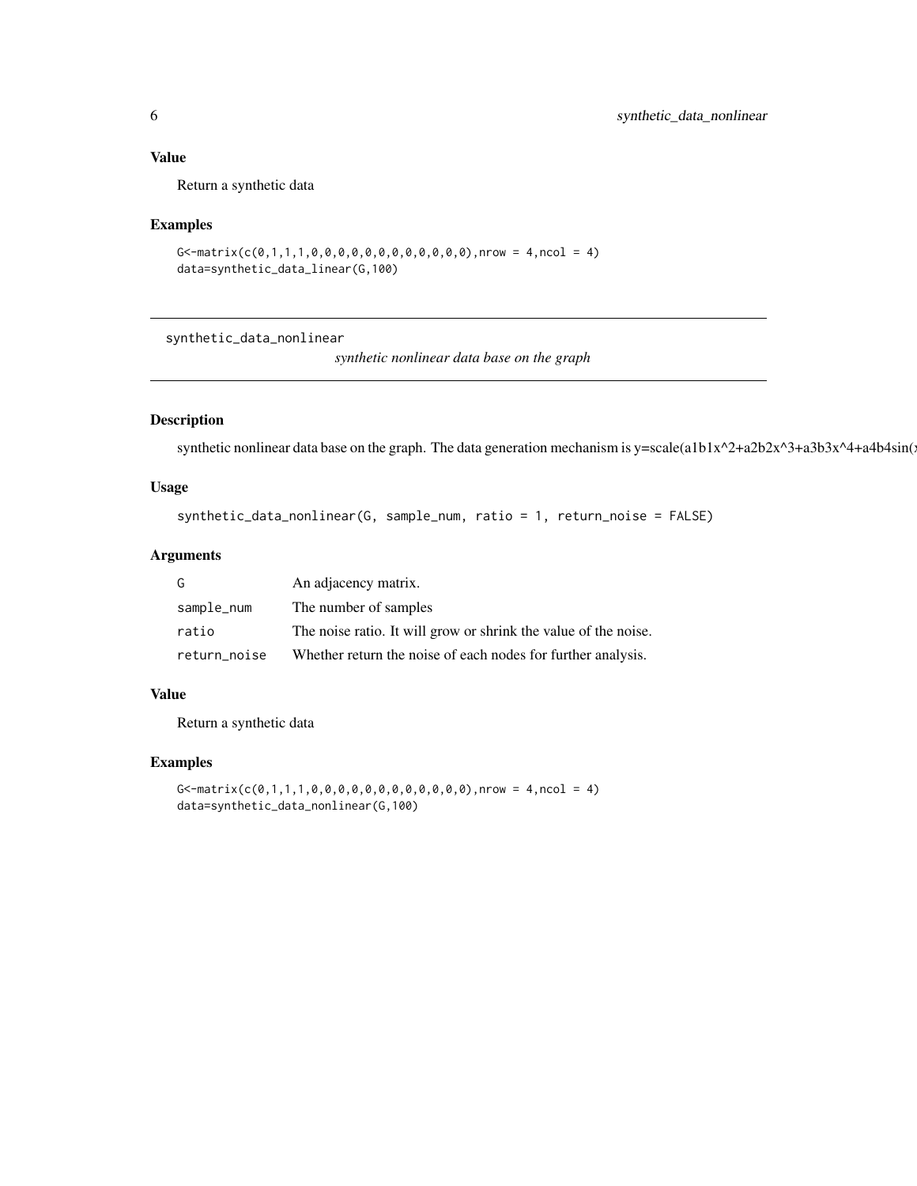## Value

Return a synthetic data

## Examples

```
G<-matrix(c(0,1,1,1,0,0,0,0,0,0,0,0,0,0,0,0),nrow = 4,ncol = 4)
data=synthetic_data_linear(G,100)
```

---

# synthetic_data_nonlinear

*synthetic nonlinear data base on the graph*

## Description

synthetic nonlinear data base on the graph. The data generation mechanism is y=scale(a1b1x^2+a2b2x^3+a3b3x^4+a4b4sin(

## Usage

```
synthetic_data_nonlinear(G, sample_num, ratio = 1, return_noise = FALSE)
```

## Arguments

| | |
|---|---|
| G | An adjacency matrix. |
| sample_num | The number of samples |
| ratio | The noise ratio. It will grow or shrink the value of the noise. |
| return_noise | Whether return the noise of each nodes for further analysis. |

## Value

Return a synthetic data

## Examples

```
G<-matrix(c(0,1,1,1,0,0,0,0,0,0,0,0,0,0,0,0),nrow = 4,ncol = 4)
data=synthetic_data_nonlinear(G,100)
```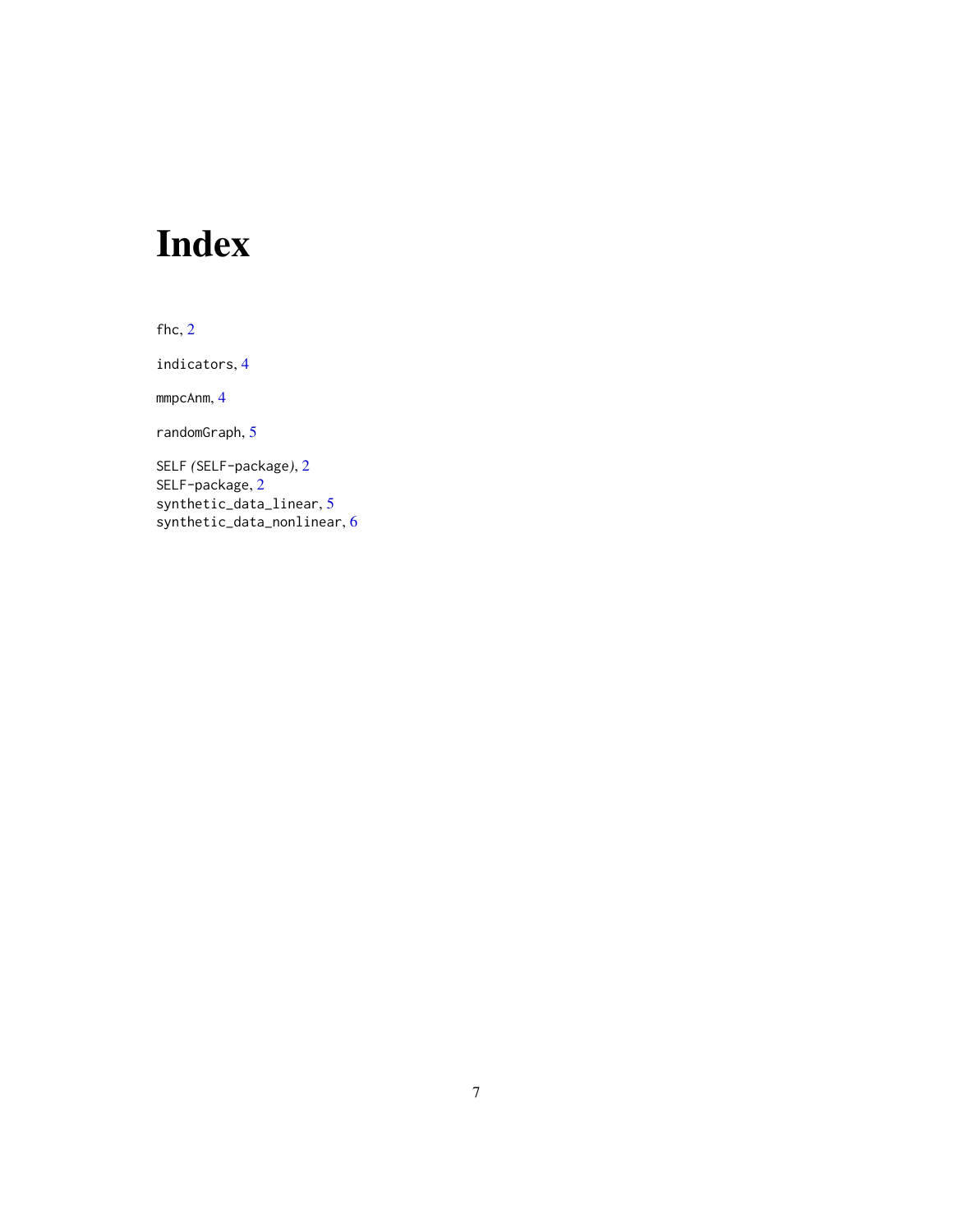# Index

fhc, 2

indicators, 4

mmpcAnm, 4

randomGraph, 5

SELF (SELF-package), 2
SELF-package, 2
synthetic_data_linear, 5
synthetic_data_nonlinear, 6